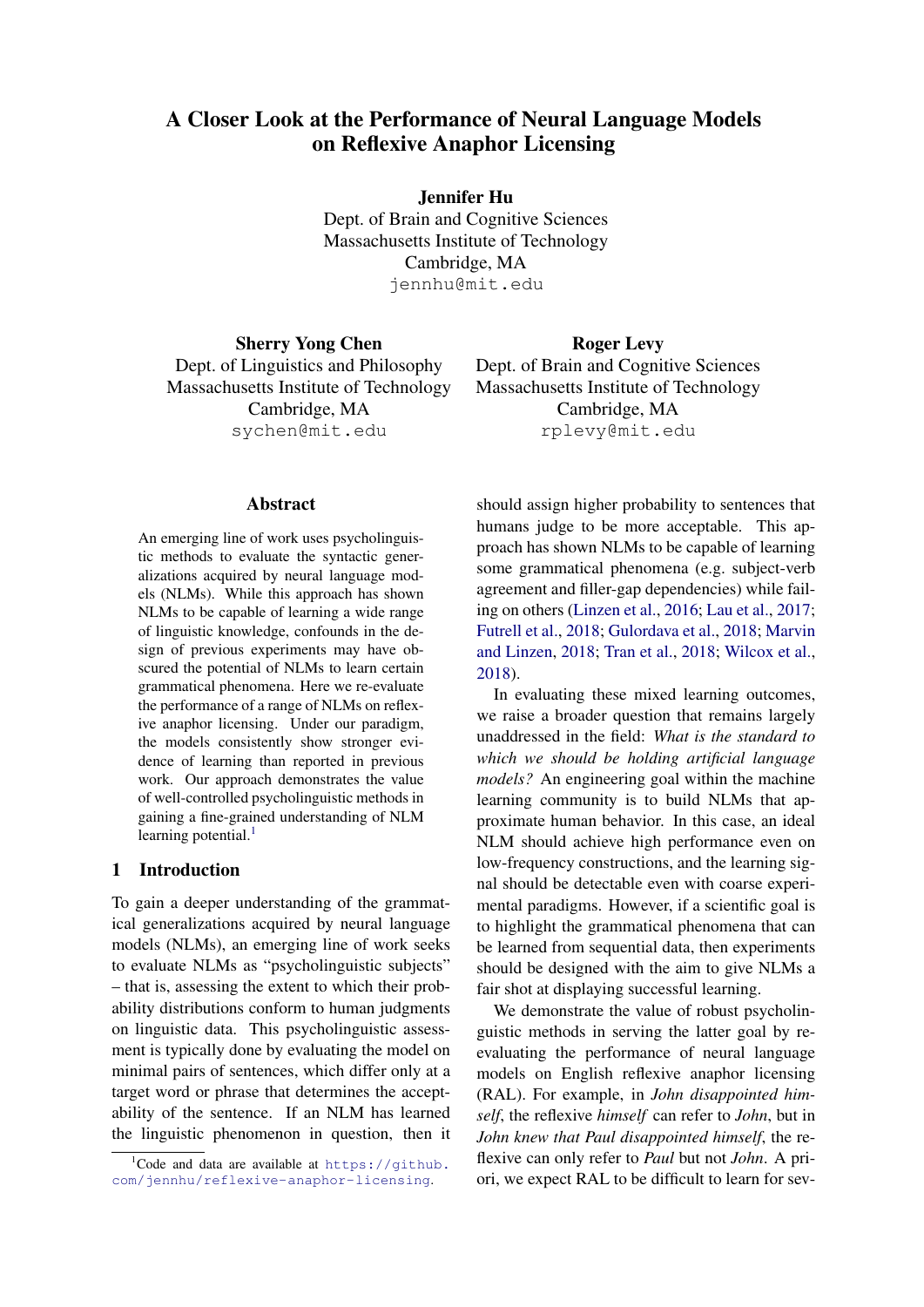# A Closer Look at the Performance of Neural Language Models on Reflexive Anaphor Licensing

**Jennifer Hu**
Dept. of Brain and Cognitive Sciences
Massachusetts Institute of Technology
Cambridge, MA
jennhu@mit.edu

**Sherry Yong Chen**
Dept. of Linguistics and Philosophy
Massachusetts Institute of Technology
Cambridge, MA
sychen@mit.edu

**Roger Levy**
Dept. of Brain and Cognitive Sciences
Massachusetts Institute of Technology
Cambridge, MA
rplevy@mit.edu

## Abstract

An emerging line of work uses psycholinguistic methods to evaluate the syntactic generalizations acquired by neural language models (NLMs). While this approach has shown NLMs to be capable of learning a wide range of linguistic knowledge, confounds in the design of previous experiments may have obscured the potential of NLMs to learn certain grammatical phenomena. Here we re-evaluate the performance of a range of NLMs on reflexive anaphor licensing. Under our paradigm, the models consistently show stronger evidence of learning than reported in previous work. Our approach demonstrates the value of well-controlled psycholinguistic methods in gaining a fine-grained understanding of NLM learning potential.[1]

## 1 Introduction

To gain a deeper understanding of the grammatical generalizations acquired by neural language models (NLMs), an emerging line of work seeks to evaluate NLMs as "psycholinguistic subjects" – that is, assessing the extent to which their probability distributions conform to human judgments on linguistic data. This psycholinguistic assessment is typically done by evaluating the model on minimal pairs of sentences, which differ only at a target word or phrase that determines the acceptability of the sentence. If an NLM has learned the linguistic phenomenon in question, then it should assign higher probability to sentences that humans judge to be more acceptable. This approach has shown NLMs to be capable of learning some grammatical phenomena (e.g. subject-verb agreement and filler-gap dependencies) while failing on others (Linzen et al., 2016; Lau et al., 2017; Futrell et al., 2018; Gulordava et al., 2018; Marvin and Linzen, 2018; Tran et al., 2018; Wilcox et al., 2018).

In evaluating these mixed learning outcomes, we raise a broader question that remains largely unaddressed in the field: *What is the standard to which we should be holding artificial language models?* An engineering goal within the machine learning community is to build NLMs that approximate human behavior. In this case, an ideal NLM should achieve high performance even on low-frequency constructions, and the learning signal should be detectable even with coarse experimental paradigms. However, if a scientific goal is to highlight the grammatical phenomena that can be learned from sequential data, then experiments should be designed with the aim to give NLMs a fair shot at displaying successful learning.

We demonstrate the value of robust psycholinguistic methods in serving the latter goal by re-evaluating the performance of neural language models on English reflexive anaphor licensing (RAL). For example, in *John disappointed himself*, the reflexive *himself* can refer to *John*, but in *John knew that Paul disappointed himself*, the reflexive can only refer to *Paul* but not *John*. A priori, we expect RAL to be difficult to learn for sev-

[1] Code and data are available at https://github.com/jennhu/reflexive-anaphor-licensing.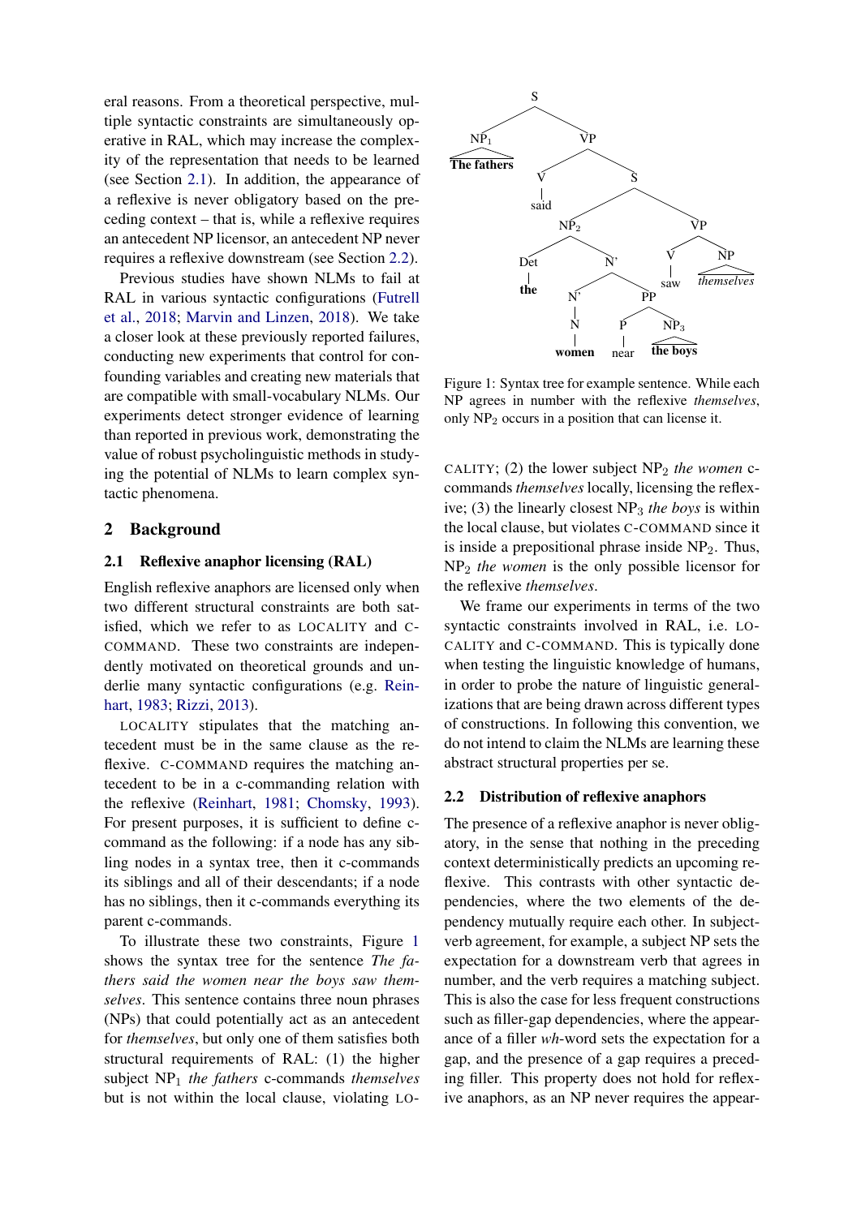eral reasons. From a theoretical perspective, multiple syntactic constraints are simultaneously operative in RAL, which may increase the complexity of the representation that needs to be learned (see Section 2.1). In addition, the appearance of a reflexive is never obligatory based on the preceding context – that is, while a reflexive requires an antecedent NP licensor, an antecedent NP never requires a reflexive downstream (see Section 2.2).

Previous studies have shown NLMs to fail at RAL in various syntactic configurations (Futrell et al., 2018; Marvin and Linzen, 2018). We take a closer look at these previously reported failures, conducting new experiments that control for confounding variables and creating new materials that are compatible with small-vocabulary NLMs. Our experiments detect stronger evidence of learning than reported in previous work, demonstrating the value of robust psycholinguistic methods in studying the potential of NLMs to learn complex syntactic phenomena.

## 2 Background

### 2.1 Reflexive anaphor licensing (RAL)

English reflexive anaphors are licensed only when two different structural constraints are both satisfied, which we refer to as LOCALITY and C-COMMAND. These two constraints are independently motivated on theoretical grounds and underlie many syntactic configurations (e.g. Reinhart, 1983; Rizzi, 2013).

LOCALITY stipulates that the matching antecedent must be in the same clause as the reflexive. C-COMMAND requires the matching antecedent to be in a c-commanding relation with the reflexive (Reinhart, 1981; Chomsky, 1993). For present purposes, it is sufficient to define c-command as the following: if a node has any sibling nodes in a syntax tree, then it c-commands its siblings and all of their descendants; if a node has no siblings, then it c-commands everything its parent c-commands.

To illustrate these two constraints, Figure 1 shows the syntax tree for the sentence *The fathers said the women near the boys saw themselves*. This sentence contains three noun phrases (NPs) that could potentially act as an antecedent for *themselves*, but only one of them satisfies both structural requirements of RAL: (1) the higher subject $NP_1$ *the fathers* c-commands *themselves* but is not within the local clause, violating LOCALITY; (2) the lower subject $NP_2$ *the women* c-commands *themselves* locally, licensing the reflexive; (3) the linearly closest $NP_3$ *the boys* is within the local clause, but violates C-COMMAND since it is inside a prepositional phrase inside $NP_2$. Thus, $NP_2$ *the women* is the only possible licensor for the reflexive *themselves*.

Figure 1: Syntax tree for example sentence. While each NP agrees in number with the reflexive *themselves*, only $NP_2$ occurs in a position that can license it.

We frame our experiments in terms of the two syntactic constraints involved in RAL, i.e. LOCALITY and C-COMMAND. This is typically done when testing the linguistic knowledge of humans, in order to probe the nature of linguistic generalizations that are being drawn across different types of constructions. In following this convention, we do not intend to claim the NLMs are learning these abstract structural properties per se.

### 2.2 Distribution of reflexive anaphors

The presence of a reflexive anaphor is never obligatory, in the sense that nothing in the preceding context deterministically predicts an upcoming reflexive. This contrasts with other syntactic dependencies, where the two elements of the dependency mutually require each other. In subject-verb agreement, for example, a subject NP sets the expectation for a downstream verb that agrees in number, and the verb requires a matching subject. This is also the case for less frequent constructions such as filler-gap dependencies, where the appearance of a filler *wh*-word sets the expectation for a gap, and the presence of a gap requires a preceding filler. This property does not hold for reflexive anaphors, as an NP never requires the appear-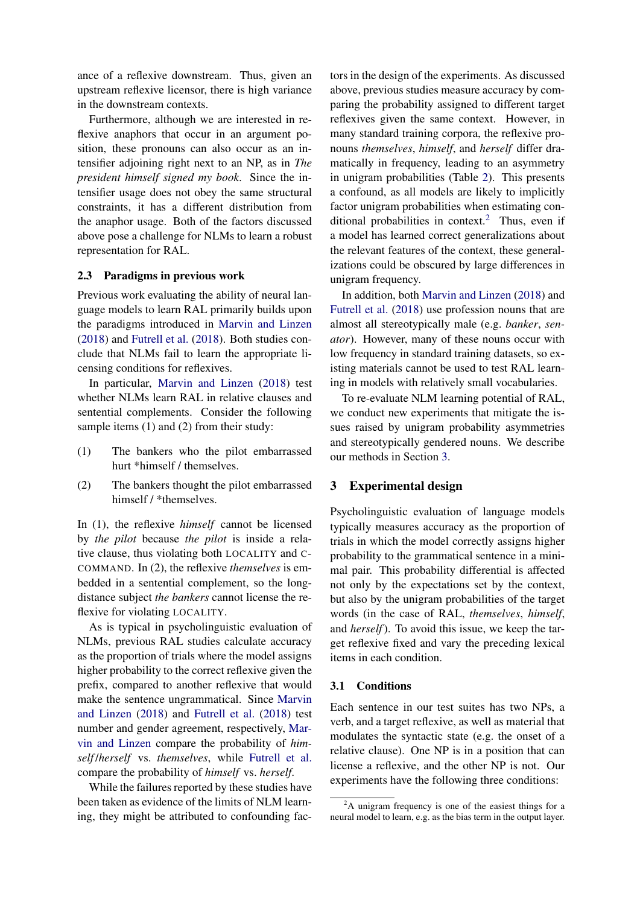ance of a reflexive downstream. Thus, given an upstream reflexive licensor, there is high variance in the downstream contexts.

Furthermore, although we are interested in reflexive anaphors that occur in an argument position, these pronouns can also occur as an intensifier adjoining right next to an NP, as in *The president himself signed my book*. Since the intensifier usage does not obey the same structural constraints, it has a different distribution from the anaphor usage. Both of the factors discussed above pose a challenge for NLMs to learn a robust representation for RAL.

### 2.3 Paradigms in previous work

Previous work evaluating the ability of neural language models to learn RAL primarily builds upon the paradigms introduced in Marvin and Linzen (2018) and Futrell et al. (2018). Both studies conclude that NLMs fail to learn the appropriate licensing conditions for reflexives.

In particular, Marvin and Linzen (2018) test whether NLMs learn RAL in relative clauses and sentential complements. Consider the following sample items (1) and (2) from their study:

(1) The bankers who the pilot embarrassed hurt *himself / themselves.

(2) The bankers thought the pilot embarrassed himself / *themselves.

In (1), the reflexive *himself* cannot be licensed by *the pilot* because *the pilot* is inside a relative clause, thus violating both LOCALITY and C-COMMAND. In (2), the reflexive *themselves* is embedded in a sentential complement, so the long-distance subject *the bankers* cannot license the reflexive for violating LOCALITY.

As is typical in psycholinguistic evaluation of NLMs, previous RAL studies calculate accuracy as the proportion of trials where the model assigns higher probability to the correct reflexive given the prefix, compared to another reflexive that would make the sentence ungrammatical. Since Marvin and Linzen (2018) and Futrell et al. (2018) test number and gender agreement, respectively, Marvin and Linzen compare the probability of *himself/herself* vs. *themselves*, while Futrell et al. compare the probability of *himself* vs. *herself*.

While the failures reported by these studies have been taken as evidence of the limits of NLM learning, they might be attributed to confounding factors in the design of the experiments. As discussed above, previous studies measure accuracy by comparing the probability assigned to different target reflexives given the same context. However, in many standard training corpora, the reflexive pronouns *themselves*, *himself*, and *herself* differ dramatically in frequency, leading to an asymmetry in unigram probabilities (Table 2). This presents a confound, as all models are likely to implicitly factor unigram probabilities when estimating conditional probabilities in context.[2] Thus, even if a model has learned correct generalizations about the relevant features of the context, these generalizations could be obscured by large differences in unigram frequency.

In addition, both Marvin and Linzen (2018) and Futrell et al. (2018) use profession nouns that are almost all stereotypically male (e.g. *banker*, *senator*). However, many of these nouns occur with low frequency in standard training datasets, so existing materials cannot be used to test RAL learning in models with relatively small vocabularies.

To re-evaluate NLM learning potential of RAL, we conduct new experiments that mitigate the issues raised by unigram probability asymmetries and stereotypically gendered nouns. We describe our methods in Section 3.

## 3 Experimental design

Psycholinguistic evaluation of language models typically measures accuracy as the proportion of trials in which the model correctly assigns higher probability to the grammatical sentence in a minimal pair. This probability differential is affected not only by the expectations set by the context, but also by the unigram probabilities of the target words (in the case of RAL, *themselves*, *himself*, and *herself*). To avoid this issue, we keep the target reflexive fixed and vary the preceding lexical items in each condition.

### 3.1 Conditions

Each sentence in our test suites has two NPs, a verb, and a target reflexive, as well as material that modulates the syntactic state (e.g. the onset of a relative clause). One NP is in a position that can license a reflexive, and the other NP is not. Our experiments have the following three conditions:

[2] A unigram frequency is one of the easiest things for a neural model to learn, e.g. as the bias term in the output layer.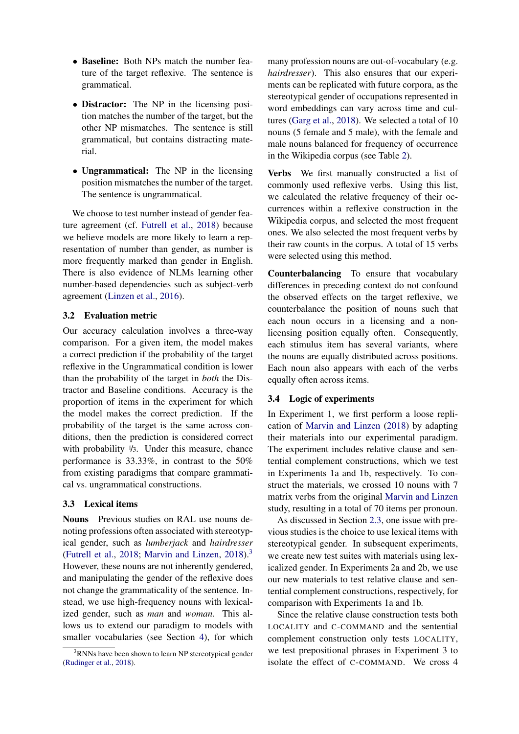- **Baseline:** Both NPs match the number feature of the target reflexive. The sentence is grammatical.
- **Distractor:** The NP in the licensing position matches the number of the target, but the other NP mismatches. The sentence is still grammatical, but contains distracting material.
- **Ungrammatical:** The NP in the licensing position mismatches the number of the target. The sentence is ungrammatical.

We choose to test number instead of gender feature agreement (cf. Futrell et al., 2018) because we believe models are more likely to learn a representation of number than gender, as number is more frequently marked than gender in English. There is also evidence of NLMs learning other number-based dependencies such as subject-verb agreement (Linzen et al., 2016).

### 3.2 Evaluation metric

Our accuracy calculation involves a three-way comparison. For a given item, the model makes a correct prediction if the probability of the target reflexive in the Ungrammatical condition is lower than the probability of the target in *both* the Distractor and Baseline conditions. Accuracy is the proportion of items in the experiment for which the model makes the correct prediction. If the probability of the target is the same across conditions, then the prediction is considered correct with probability 1/3. Under this measure, chance performance is 33.33%, in contrast to the 50% from existing paradigms that compare grammatical vs. ungrammatical constructions.

### 3.3 Lexical items

**Nouns** Previous studies on RAL use nouns denoting professions often associated with stereotypical gender, such as *lumberjack* and *hairdresser* (Futrell et al., 2018; Marvin and Linzen, 2018).[3] However, these nouns are not inherently gendered, and manipulating the gender of the reflexive does not change the grammaticality of the sentence. Instead, we use high-frequency nouns with lexicalized gender, such as *man* and *woman*. This allows us to extend our paradigm to models with smaller vocabularies (see Section 4), for which many profession nouns are out-of-vocabulary (e.g. *hairdresser*). This also ensures that our experiments can be replicated with future corpora, as the stereotypical gender of occupations represented in word embeddings can vary across time and cultures (Garg et al., 2018). We selected a total of 10 nouns (5 female and 5 male), with the female and male nouns balanced for frequency of occurrence in the Wikipedia corpus (see Table 2).

**Verbs** We first manually constructed a list of commonly used reflexive verbs. Using this list, we calculated the relative frequency of their occurrences within a reflexive construction in the Wikipedia corpus, and selected the most frequent ones. We also selected the most frequent verbs by their raw counts in the corpus. A total of 15 verbs were selected using this method.

**Counterbalancing** To ensure that vocabulary differences in preceding context do not confound the observed effects on the target reflexive, we counterbalance the position of nouns such that each noun occurs in a licensing and a non-licensing position equally often. Consequently, each stimulus item has several variants, where the nouns are equally distributed across positions. Each noun also appears with each of the verbs equally often across items.

### 3.4 Logic of experiments

In Experiment 1, we first perform a loose replication of Marvin and Linzen (2018) by adapting their materials into our experimental paradigm. The experiment includes relative clause and sentential complement constructions, which we test in Experiments 1a and 1b, respectively. To construct the materials, we crossed 10 nouns with 7 matrix verbs from the original Marvin and Linzen study, resulting in a total of 70 items per pronoun.

As discussed in Section 2.3, one issue with previous studies is the choice to use lexical items with stereotypical gender. In subsequent experiments, we create new test suites with materials using lexicalized gender. In Experiments 2a and 2b, we use our new materials to test relative clause and sentential complement constructions, respectively, for comparison with Experiments 1a and 1b.

Since the relative clause construction tests both LOCALITY and C-COMMAND and the sentential complement construction only tests LOCALITY, we test prepositional phrases in Experiment 3 to isolate the effect of C-COMMAND. We cross 4

[3] RNNs have been shown to learn NP stereotypical gender (Rudinger et al., 2018).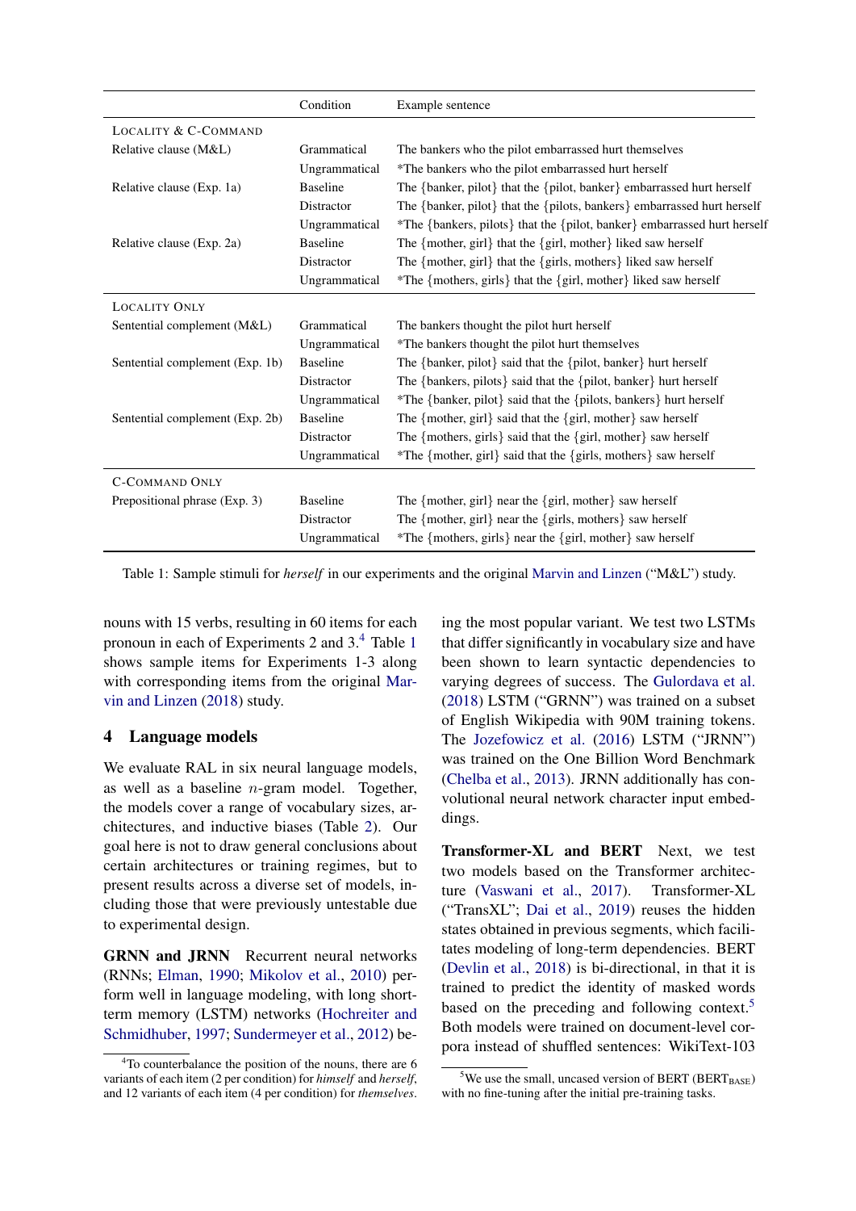| | Condition | Example sentence |
|---|---|---|
| LOCALITY & C-COMMAND | | |
| Relative clause (M&L) | Grammatical | The bankers who the pilot embarrassed hurt themselves |
| | Ungrammatical | *The bankers who the pilot embarrassed hurt herself |
| Relative clause (Exp. 1a) | Baseline | The {banker, pilot} that the {pilot, banker} embarrassed hurt herself |
| | Distractor | The {banker, pilot} that the {pilots, bankers} embarrassed hurt herself |
| | Ungrammatical | *The {bankers, pilots} that the {pilot, banker} embarrassed hurt herself |
| Relative clause (Exp. 2a) | Baseline | The {mother, girl} that the {girl, mother} liked saw herself |
| | Distractor | The {mother, girl} that the {girls, mothers} liked saw herself |
| | Ungrammatical | *The {mothers, girls} that the {girl, mother} liked saw herself |
| LOCALITY ONLY | | |
| Sentential complement (M&L) | Grammatical | The bankers thought the pilot hurt herself |
| | Ungrammatical | *The bankers thought the pilot hurt themselves |
| Sentential complement (Exp. 1b) | Baseline | The {banker, pilot} said that the {pilot, banker} hurt herself |
| | Distractor | The {bankers, pilots} said that the {pilot, banker} hurt herself |
| | Ungrammatical | *The {banker, pilot} said that the {pilots, bankers} hurt herself |
| Sentential complement (Exp. 2b) | Baseline | The {mother, girl} said that the {girl, mother} saw herself |
| | Distractor | The {mothers, girls} said that the {girl, mother} saw herself |
| | Ungrammatical | *The {mother, girl} said that the {girls, mothers} saw herself |
| C-COMMAND ONLY | | |
| Prepositional phrase (Exp. 3) | Baseline | The {mother, girl} near the {girl, mother} saw herself |
| | Distractor | The {mother, girl} near the {girls, mothers} saw herself |
| | Ungrammatical | *The {mothers, girls} near the {girl, mother} saw herself |

Table 1: Sample stimuli for *herself* in our experiments and the original Marvin and Linzen ("M&L") study.

nouns with 15 verbs, resulting in 60 items for each pronoun in each of Experiments 2 and 3.[4] Table 1 shows sample items for Experiments 1-3 along with corresponding items from the original Marvin and Linzen (2018) study.

## 4 Language models

We evaluate RAL in six neural language models, as well as a baseline $n$-gram model. Together, the models cover a range of vocabulary sizes, architectures, and inductive biases (Table 2). Our goal here is not to draw general conclusions about certain architectures or training regimes, but to present results across a diverse set of models, including those that were previously untestable due to experimental design.

**GRNN and JRNN** Recurrent neural networks (RNNs; Elman, 1990; Mikolov et al., 2010) perform well in language modeling, with long short-term memory (LSTM) networks (Hochreiter and Schmidhuber, 1997; Sundermeyer et al., 2012) being the most popular variant. We test two LSTMs that differ significantly in vocabulary size and have been shown to learn syntactic dependencies to varying degrees of success. The Gulordava et al. (2018) LSTM ("GRNN") was trained on a subset of English Wikipedia with 90M training tokens. The Jozefowicz et al. (2016) LSTM ("JRNN") was trained on the One Billion Word Benchmark (Chelba et al., 2013). JRNN additionally has convolutional neural network character input embeddings.

**Transformer-XL and BERT** Next, we test two models based on the Transformer architecture (Vaswani et al., 2017). Transformer-XL ("TransXL"; Dai et al., 2019) reuses the hidden states obtained in previous segments, which facilitates modeling of long-term dependencies. BERT (Devlin et al., 2018) is bi-directional, in that it is trained to predict the identity of masked words based on the preceding and following context.[5] Both models were trained on document-level corpora instead of shuffled sentences: WikiText-103

[4] To counterbalance the position of the nouns, there are 6 variants of each item (2 per condition) for *himself* and *herself*, and 12 variants of each item (4 per condition) for *themselves*.

[5] We use the small, uncased version of BERT ($\text{BERT}_{\text{BASE}}$) with no fine-tuning after the initial pre-training tasks.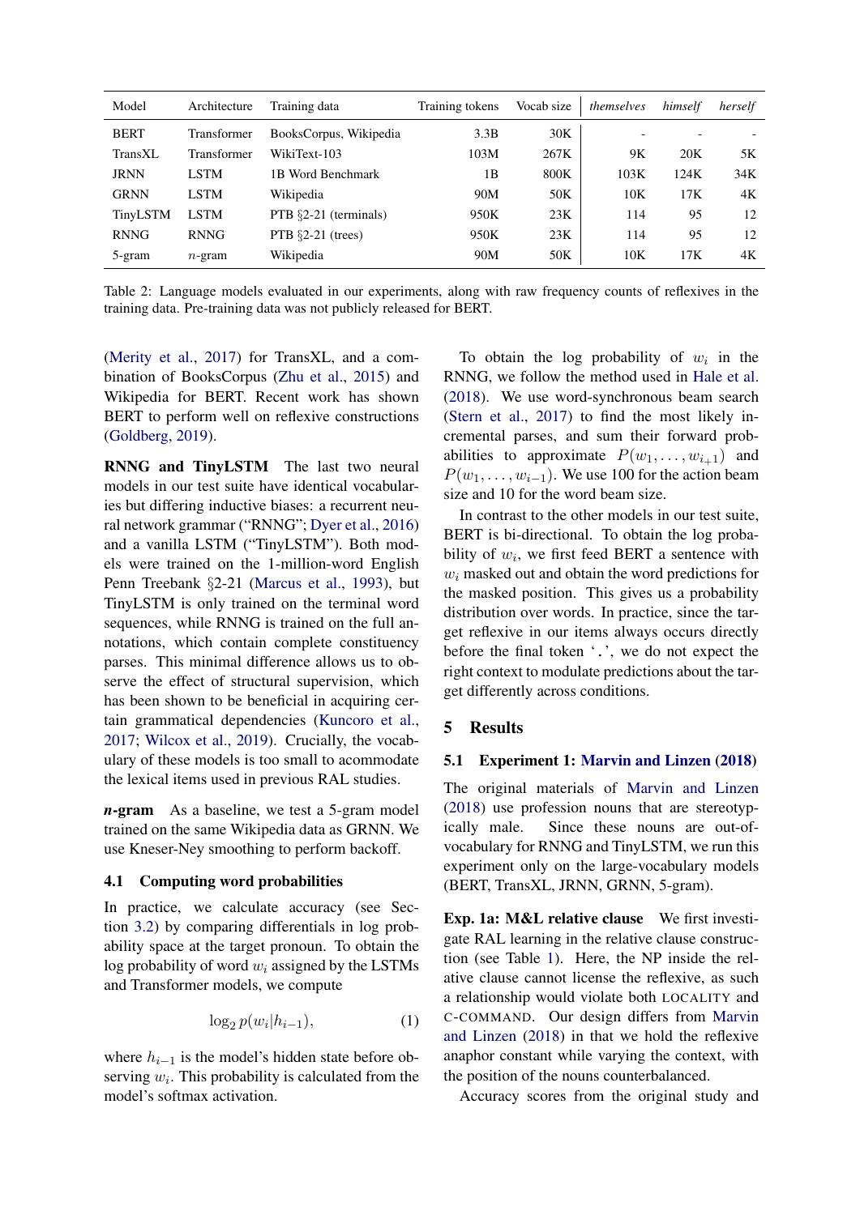| Model | Architecture | Training data | Training tokens | Vocab size | *themselves* | *himself* | *herself* |
|---|---|---|---|---|---|---|---|
| BERT | Transformer | BooksCorpus, Wikipedia | 3.3B | 30K | - | - | - |
| TransXL | Transformer | WikiText-103 | 103M | 267K | 9K | 20K | 5K |
| JRNN | LSTM | 1B Word Benchmark | 1B | 800K | 103K | 124K | 34K |
| GRNN | LSTM | Wikipedia | 90M | 50K | 10K | 17K | 4K |
| TinyLSTM | LSTM | PTB §2-21 (terminals) | 950K | 23K | 114 | 95 | 12 |
| RNNG | RNNG | PTB §2-21 (trees) | 950K | 23K | 114 | 95 | 12 |
| 5-gram | $n$-gram | Wikipedia | 90M | 50K | 10K | 17K | 4K |

Table 2: Language models evaluated in our experiments, along with raw frequency counts of reflexives in the training data. Pre-training data was not publicly released for BERT.

(Merity et al., 2017) for TransXL, and a combination of BooksCorpus (Zhu et al., 2015) and Wikipedia for BERT. Recent work has shown BERT to perform well on reflexive constructions (Goldberg, 2019).

**RNNG and TinyLSTM** The last two neural models in our test suite have identical vocabularies but differing inductive biases: a recurrent neural network grammar ("RNNG"; Dyer et al., 2016) and a vanilla LSTM ("TinyLSTM"). Both models were trained on the 1-million-word English Penn Treebank §2-21 (Marcus et al., 1993), but TinyLSTM is only trained on the terminal word sequences, while RNNG is trained on the full annotations, which contain complete constituency parses. This minimal difference allows us to observe the effect of structural supervision, which has been shown to be beneficial in acquiring certain grammatical dependencies (Kuncoro et al., 2017; Wilcox et al., 2019). Crucially, the vocabulary of these models is too small to accommodate the lexical items used in previous RAL studies.

***n*-gram** As a baseline, we test a 5-gram model trained on the same Wikipedia data as GRNN. We use Kneser-Ney smoothing to perform backoff.

### 4.1 Computing word probabilities

In practice, we calculate accuracy (see Section 3.2) by comparing differentials in log probability space at the target pronoun. To obtain the log probability of word $w_i$ assigned by the LSTMs and Transformer models, we compute

$$\log_2 p(w_i|h_{i-1}), \tag{1}$$

where $h_{i-1}$ is the model's hidden state before observing $w_i$. This probability is calculated from the model's softmax activation.

To obtain the log probability of $w_i$ in the RNNG, we follow the method used in Hale et al. (2018). We use word-synchronous beam search (Stern et al., 2017) to find the most likely incremental parses, and sum their forward probabilities to approximate $P(w_1, \ldots, w_{i+1})$ and $P(w_1, \ldots, w_{i-1})$. We use 100 for the action beam size and 10 for the word beam size.

In contrast to the other models in our test suite, BERT is bi-directional. To obtain the log probability of $w_i$, we first feed BERT a sentence with $w_i$ masked out and obtain the word predictions for the masked position. This gives us a probability distribution over words. In practice, since the target reflexive in our items always occurs directly before the final token '`.`', we do not expect the right context to modulate predictions about the target differently across conditions.

## 5 Results

### 5.1 Experiment 1: Marvin and Linzen (2018)

The original materials of Marvin and Linzen (2018) use profession nouns that are stereotypically male. Since these nouns are out-of-vocabulary for RNNG and TinyLSTM, we run this experiment only on the large-vocabulary models (BERT, TransXL, JRNN, GRNN, 5-gram).

**Exp. 1a: M&L relative clause** We first investigate RAL learning in the relative clause construction (see Table 1). Here, the NP inside the relative clause cannot license the reflexive, as such a relationship would violate both LOCALITY and C-COMMAND. Our design differs from Marvin and Linzen (2018) in that we hold the reflexive anaphor constant while varying the context, with the position of the nouns counterbalanced.

Accuracy scores from the original study and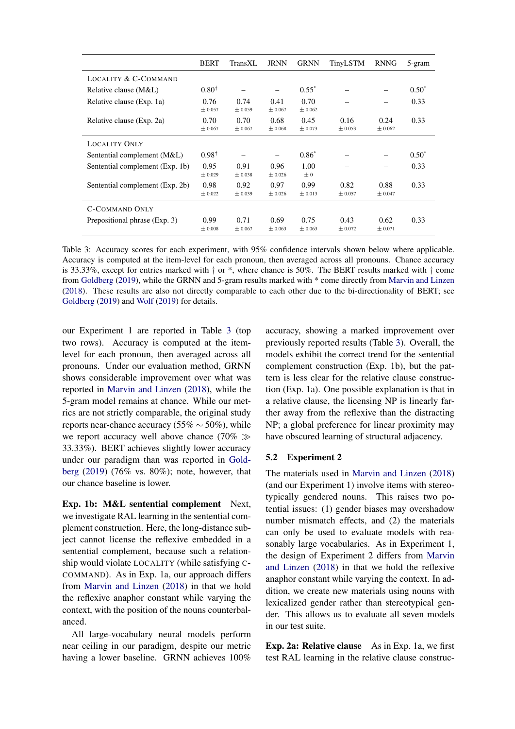| | BERT | TransXL | JRNN | GRNN | TinyLSTM | RNNG | 5-gram |
|---|---|---|---|---|---|---|---|
| LOCALITY & C-COMMAND | | | | | | | |
| Relative clause (M&L) | 0.80† | – | – | 0.55* | – | – | 0.50* |
| Relative clause (Exp. 1a) | 0.76 ± 0.057 | 0.74 ± 0.059 | 0.41 ± 0.067 | 0.70 ± 0.062 | – | – | 0.33 |
| Relative clause (Exp. 2a) | 0.70 ± 0.067 | 0.70 ± 0.067 | 0.68 ± 0.068 | 0.45 ± 0.073 | 0.16 ± 0.053 | 0.24 ± 0.062 | 0.33 |
| LOCALITY ONLY | | | | | | | |
| Sentential complement (M&L) | 0.98† | – | – | 0.86* | – | – | 0.50* |
| Sentential complement (Exp. 1b) | 0.95 ± 0.029 | 0.91 ± 0.038 | 0.96 ± 0.026 | 1.00 ± 0 | – | – | 0.33 |
| Sentential complement (Exp. 2b) | 0.98 ± 0.022 | 0.92 ± 0.039 | 0.97 ± 0.026 | 0.99 ± 0.013 | 0.82 ± 0.057 | 0.88 ± 0.047 | 0.33 |
| C-COMMAND ONLY | | | | | | | |
| Prepositional phrase (Exp. 3) | 0.99 ± 0.008 | 0.71 ± 0.067 | 0.69 ± 0.063 | 0.75 ± 0.063 | 0.43 ± 0.072 | 0.62 ± 0.071 | 0.33 |

Table 3: Accuracy scores for each experiment, with 95% confidence intervals shown below where applicable. Accuracy is computed at the item-level for each pronoun, then averaged across all pronouns. Chance accuracy is 33.33%, except for entries marked with † or *, where chance is 50%. The BERT results marked with † come from Goldberg (2019), while the GRNN and 5-gram results marked with * come directly from Marvin and Linzen (2018). These results are also not directly comparable to each other due to the bi-directionality of BERT; see Goldberg (2019) and Wolf (2019) for details.

our Experiment 1 are reported in Table 3 (top two rows). Accuracy is computed at the item-level for each pronoun, then averaged across all pronouns. Under our evaluation method, GRNN shows considerable improvement over what was reported in Marvin and Linzen (2018), while the 5-gram model remains at chance. While our metrics are not strictly comparable, the original study reports near-chance accuracy (55% $\sim$ 50%), while we report accuracy well above chance (70% $\gg$ 33.33%). BERT achieves slightly lower accuracy under our paradigm than was reported in Goldberg (2019) (76% vs. 80%); note, however, that our chance baseline is lower.

**Exp. 1b: M&L sentential complement** Next, we investigate RAL learning in the sentential complement construction. Here, the long-distance subject cannot license the reflexive embedded in a sentential complement, because such a relationship would violate LOCALITY (while satisfying C-COMMAND). As in Exp. 1a, our approach differs from Marvin and Linzen (2018) in that we hold the reflexive anaphor constant while varying the context, with the position of the nouns counterbalanced.

All large-vocabulary neural models perform near ceiling in our paradigm, despite our metric having a lower baseline. GRNN achieves 100% accuracy, showing a marked improvement over previously reported results (Table 3). Overall, the models exhibit the correct trend for the sentential complement construction (Exp. 1b), but the pattern is less clear for the relative clause construction (Exp. 1a). One possible explanation is that in a relative clause, the licensing NP is linearly farther away from the reflexive than the distracting NP; a global preference for linear proximity may have obscured learning of structural adjacency.

### 5.2 Experiment 2

The materials used in Marvin and Linzen (2018) (and our Experiment 1) involve items with stereotypically gendered nouns. This raises two potential issues: (1) gender biases may overshadow number mismatch effects, and (2) the materials can only be used to evaluate models with reasonably large vocabularies. As in Experiment 1, the design of Experiment 2 differs from Marvin and Linzen (2018) in that we hold the reflexive anaphor constant while varying the context. In addition, we create new materials using nouns with lexicalized gender rather than stereotypical gender. This allows us to evaluate all seven models in our test suite.

**Exp. 2a: Relative clause** As in Exp. 1a, we first test RAL learning in the relative clause construc-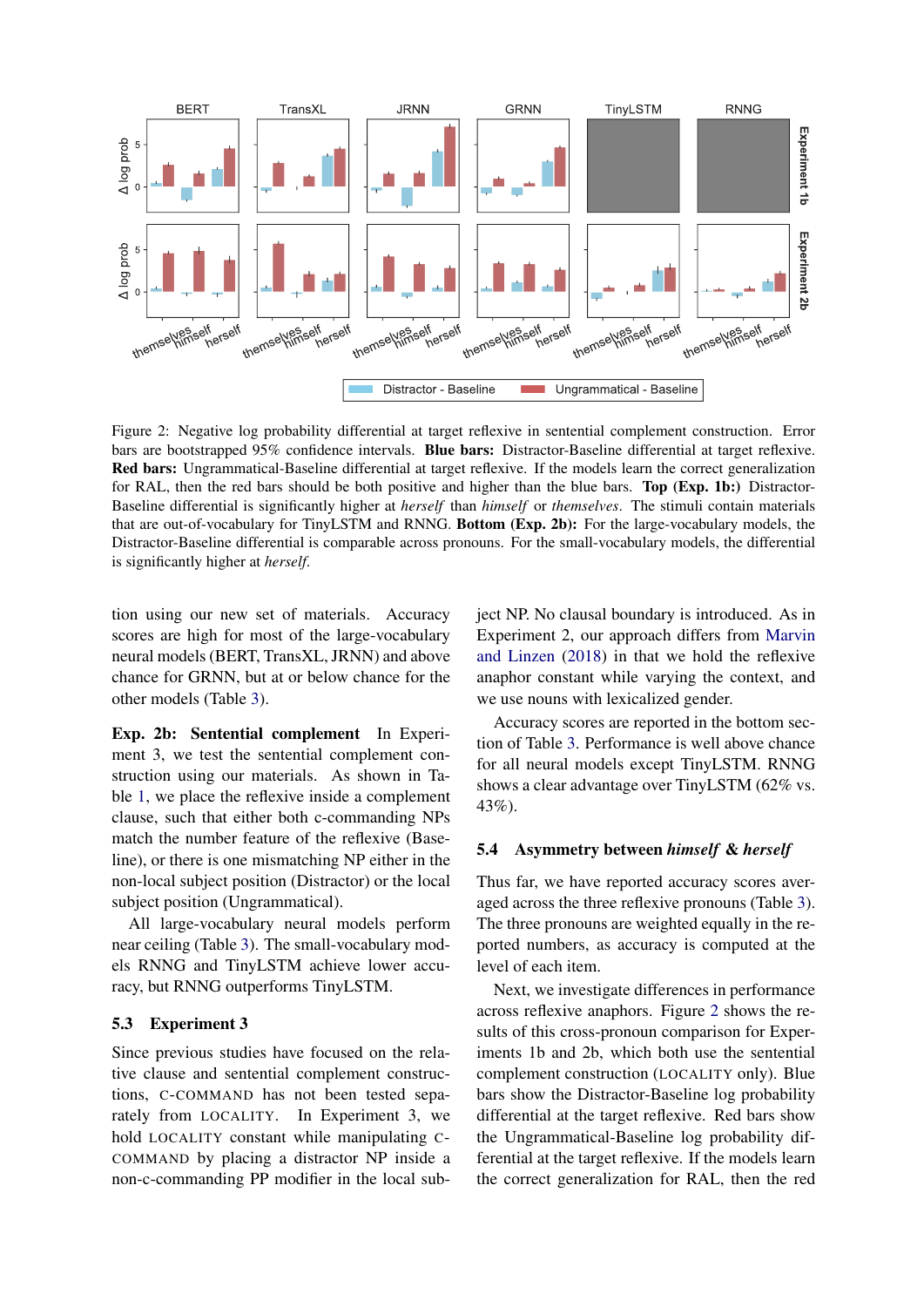Figure 2: Negative log probability differential at target reflexive in sentential complement construction. Error bars are bootstrapped 95% confidence intervals. **Blue bars:** Distractor-Baseline differential at target reflexive. **Red bars:** Ungrammatical-Baseline differential at target reflexive. If the models learn the correct generalization for RAL, then the red bars should be both positive and higher than the blue bars. **Top (Exp. 1b:)** Distractor-Baseline differential is significantly higher at *herself* than *himself* or *themselves*. The stimuli contain materials that are out-of-vocabulary for TinyLSTM and RNNG. **Bottom (Exp. 2b):** For the large-vocabulary models, the Distractor-Baseline differential is comparable across pronouns. For the small-vocabulary models, the differential is significantly higher at *herself*.

tion using our new set of materials. Accuracy scores are high for most of the large-vocabulary neural models (BERT, TransXL, JRNN) and above chance for GRNN, but at or below chance for the other models (Table 3).

**Exp. 2b: Sentential complement** In Experiment 3, we test the sentential complement construction using our materials. As shown in Table 1, we place the reflexive inside a complement clause, such that either both c-commanding NPs match the number feature of the reflexive (Baseline), or there is one mismatching NP either in the non-local subject position (Distractor) or the local subject position (Ungrammatical).

All large-vocabulary neural models perform near ceiling (Table 3). The small-vocabulary models RNNG and TinyLSTM achieve lower accuracy, but RNNG outperforms TinyLSTM.

### 5.3 Experiment 3

Since previous studies have focused on the relative clause and sentential complement constructions, C-COMMAND has not been tested separately from LOCALITY. In Experiment 3, we hold LOCALITY constant while manipulating C-COMMAND by placing a distractor NP inside a non-c-commanding PP modifier in the local subject NP. No clausal boundary is introduced. As in Experiment 2, our approach differs from Marvin and Linzen (2018) in that we hold the reflexive anaphor constant while varying the context, and we use nouns with lexicalized gender.

Accuracy scores are reported in the bottom section of Table 3. Performance is well above chance for all neural models except TinyLSTM. RNNG shows a clear advantage over TinyLSTM (62% vs. 43%).

### 5.4 Asymmetry between *himself* & *herself*

Thus far, we have reported accuracy scores averaged across the three reflexive pronouns (Table 3). The three pronouns are weighted equally in the reported numbers, as accuracy is computed at the level of each item.

Next, we investigate differences in performance across reflexive anaphors. Figure 2 shows the results of this cross-pronoun comparison for Experiments 1b and 2b, which both use the sentential complement construction (LOCALITY only). Blue bars show the Distractor-Baseline log probability differential at the target reflexive. Red bars show the Ungrammatical-Baseline log probability differential at the target reflexive. If the models learn the correct generalization for RAL, then the red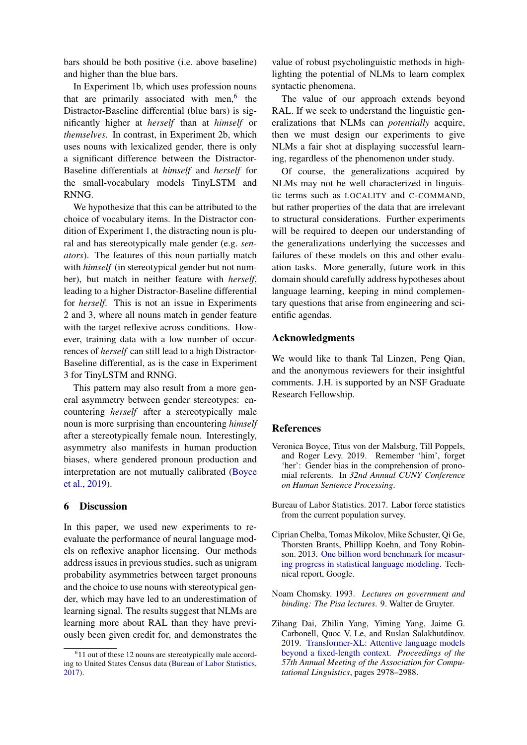bars should be both positive (i.e. above baseline) and higher than the blue bars.

In Experiment 1b, which uses profession nouns that are primarily associated with men,[6] the Distractor-Baseline differential (blue bars) is significantly higher at *herself* than at *himself* or *themselves*. In contrast, in Experiment 2b, which uses nouns with lexicalized gender, there is only a significant difference between the Distractor-Baseline differentials at *himself* and *herself* for the small-vocabulary models TinyLSTM and RNNG.

We hypothesize that this can be attributed to the choice of vocabulary items. In the Distractor condition of Experiment 1, the distracting noun is plural and has stereotypically male gender (e.g. *senators*). The features of this noun partially match with *himself* (in stereotypical gender but not number), but match in neither feature with *herself*, leading to a higher Distractor-Baseline differential for *herself*. This is not an issue in Experiments 2 and 3, where all nouns match in gender feature with the target reflexive across conditions. However, training data with a low number of occurrences of *herself* can still lead to a high Distractor-Baseline differential, as is the case in Experiment 3 for TinyLSTM and RNNG.

This pattern may also result from a more general asymmetry between gender stereotypes: encountering *herself* after a stereotypically male noun is more surprising than encountering *himself* after a stereotypically female noun. Interestingly, asymmetry also manifests in human production biases, where gendered pronoun production and interpretation are not mutually calibrated (Boyce et al., 2019).

## 6 Discussion

In this paper, we used new experiments to re-evaluate the performance of neural language models on reflexive anaphor licensing. Our methods address issues in previous studies, such as unigram probability asymmetries between target pronouns and the choice to use nouns with stereotypical gender, which may have led to an underestimation of learning signal. The results suggest that NLMs are learning more about RAL than they have previously been given credit for, and demonstrates the value of robust psycholinguistic methods in highlighting the potential of NLMs to learn complex syntactic phenomena.

The value of our approach extends beyond RAL. If we seek to understand the linguistic generalizations that NLMs can *potentially* acquire, then we must design our experiments to give NLMs a fair shot at displaying successful learning, regardless of the phenomenon under study.

Of course, the generalizations acquired by NLMs may not be well characterized in linguistic terms such as LOCALITY and C-COMMAND, but rather properties of the data that are irrelevant to structural considerations. Further experiments will be required to deepen our understanding of the generalizations underlying the successes and failures of these models on this and other evaluation tasks. More generally, future work in this domain should carefully address hypotheses about language learning, keeping in mind complementary questions that arise from engineering and scientific agendas.

## Acknowledgments

We would like to thank Tal Linzen, Peng Qian, and the anonymous reviewers for their insightful comments. J.H. is supported by an NSF Graduate Research Fellowship.

## References

Veronica Boyce, Titus von der Malsburg, Till Poppels, and Roger Levy. 2019. Remember 'him', forget 'her': Gender bias in the comprehension of pronominal referents. In *32nd Annual CUNY Conference on Human Sentence Processing*.

Bureau of Labor Statistics. 2017. Labor force statistics from the current population survey.

Ciprian Chelba, Tomas Mikolov, Mike Schuster, Qi Ge, Thorsten Brants, Phillipp Koehn, and Tony Robinson. 2013. One billion word benchmark for measuring progress in statistical language modeling. Technical report, Google.

Noam Chomsky. 1993. *Lectures on government and binding: The Pisa lectures*. 9. Walter de Gruyter.

Zihang Dai, Zhilin Yang, Yiming Yang, Jaime G. Carbonell, Quoc V. Le, and Ruslan Salakhutdinov. 2019. Transformer-XL: Attentive language models beyond a fixed-length context. *Proceedings of the 57th Annual Meeting of the Association for Computational Linguistics*, pages 2978–2988.

[6] 11 out of these 12 nouns are stereotypically male according to United States Census data (Bureau of Labor Statistics, 2017).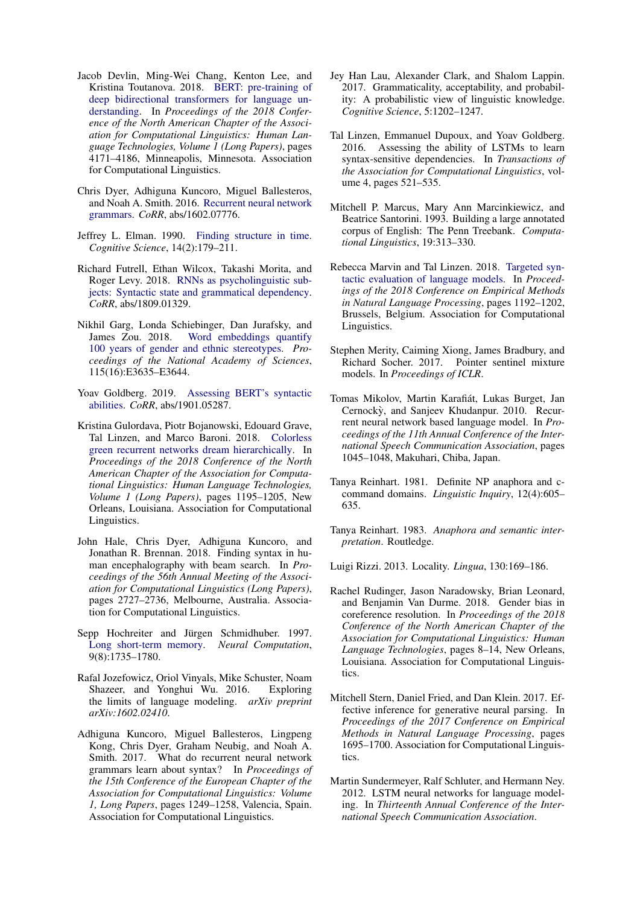Jacob Devlin, Ming-Wei Chang, Kenton Lee, and Kristina Toutanova. 2018. BERT: pre-training of deep bidirectional transformers for language understanding. In *Proceedings of the 2018 Conference of the North American Chapter of the Association for Computational Linguistics: Human Language Technologies, Volume 1 (Long Papers)*, pages 4171–4186, Minneapolis, Minnesota. Association for Computational Linguistics.

Chris Dyer, Adhiguna Kuncoro, Miguel Ballesteros, and Noah A. Smith. 2016. Recurrent neural network grammars. *CoRR*, abs/1602.07776.

Jeffrey L. Elman. 1990. Finding structure in time. *Cognitive Science*, 14(2):179–211.

Richard Futrell, Ethan Wilcox, Takashi Morita, and Roger Levy. 2018. RNNs as psycholinguistic subjects: Syntactic state and grammatical dependency. *CoRR*, abs/1809.01329.

Nikhil Garg, Londa Schiebinger, Dan Jurafsky, and James Zou. 2018. Word embeddings quantify 100 years of gender and ethnic stereotypes. *Proceedings of the National Academy of Sciences*, 115(16):E3635–E3644.

Yoav Goldberg. 2019. Assessing BERT's syntactic abilities. *CoRR*, abs/1901.05287.

Kristina Gulordava, Piotr Bojanowski, Edouard Grave, Tal Linzen, and Marco Baroni. 2018. Colorless green recurrent networks dream hierarchically. In *Proceedings of the 2018 Conference of the North American Chapter of the Association for Computational Linguistics: Human Language Technologies, Volume 1 (Long Papers)*, pages 1195–1205, New Orleans, Louisiana. Association for Computational Linguistics.

John Hale, Chris Dyer, Adhiguna Kuncoro, and Jonathan R. Brennan. 2018. Finding syntax in human encephalography with beam search. In *Proceedings of the 56th Annual Meeting of the Association for Computational Linguistics (Long Papers)*, pages 2727–2736, Melbourne, Australia. Association for Computational Linguistics.

Sepp Hochreiter and Jürgen Schmidhuber. 1997. Long short-term memory. *Neural Computation*, 9(8):1735–1780.

Rafal Jozefowicz, Oriol Vinyals, Mike Schuster, Noam Shazeer, and Yonghui Wu. 2016. Exploring the limits of language modeling. *arXiv preprint arXiv:1602.02410*.

Adhiguna Kuncoro, Miguel Ballesteros, Lingpeng Kong, Chris Dyer, Graham Neubig, and Noah A. Smith. 2017. What do recurrent neural network grammars learn about syntax? In *Proceedings of the 15th Conference of the European Chapter of the Association for Computational Linguistics: Volume 1, Long Papers*, pages 1249–1258, Valencia, Spain. Association for Computational Linguistics.

Jey Han Lau, Alexander Clark, and Shalom Lappin. 2017. Grammaticality, acceptability, and probability: A probabilistic view of linguistic knowledge. *Cognitive Science*, 5:1202–1247.

Tal Linzen, Emmanuel Dupoux, and Yoav Goldberg. 2016. Assessing the ability of LSTMs to learn syntax-sensitive dependencies. In *Transactions of the Association for Computational Linguistics*, volume 4, pages 521–535.

Mitchell P. Marcus, Mary Ann Marcinkiewicz, and Beatrice Santorini. 1993. Building a large annotated corpus of English: The Penn Treebank. *Computational Linguistics*, 19:313–330.

Rebecca Marvin and Tal Linzen. 2018. Targeted syntactic evaluation of language models. In *Proceedings of the 2018 Conference on Empirical Methods in Natural Language Processing*, pages 1192–1202, Brussels, Belgium. Association for Computational Linguistics.

Stephen Merity, Caiming Xiong, James Bradbury, and Richard Socher. 2017. Pointer sentinel mixture models. In *Proceedings of ICLR*.

Tomas Mikolov, Martin Karafiát, Lukas Burget, Jan Cernockỳ, and Sanjeev Khudanpur. 2010. Recurrent neural network based language model. In *Proceedings of the 11th Annual Conference of the International Speech Communication Association*, pages 1045–1048, Makuhari, Chiba, Japan.

Tanya Reinhart. 1981. Definite NP anaphora and c-command domains. *Linguistic Inquiry*, 12(4):605–635.

Tanya Reinhart. 1983. *Anaphora and semantic interpretation*. Routledge.

Luigi Rizzi. 2013. Locality. *Lingua*, 130:169–186.

Rachel Rudinger, Jason Naradowsky, Brian Leonard, and Benjamin Van Durme. 2018. Gender bias in coreference resolution. In *Proceedings of the 2018 Conference of the North American Chapter of the Association for Computational Linguistics: Human Language Technologies*, pages 8–14, New Orleans, Louisiana. Association for Computational Linguistics.

Mitchell Stern, Daniel Fried, and Dan Klein. 2017. Effective inference for generative neural parsing. In *Proceedings of the 2017 Conference on Empirical Methods in Natural Language Processing*, pages 1695–1700. Association for Computational Linguistics.

Martin Sundermeyer, Ralf Schluter, and Hermann Ney. 2012. LSTM neural networks for language modeling. In *Thirteenth Annual Conference of the International Speech Communication Association*.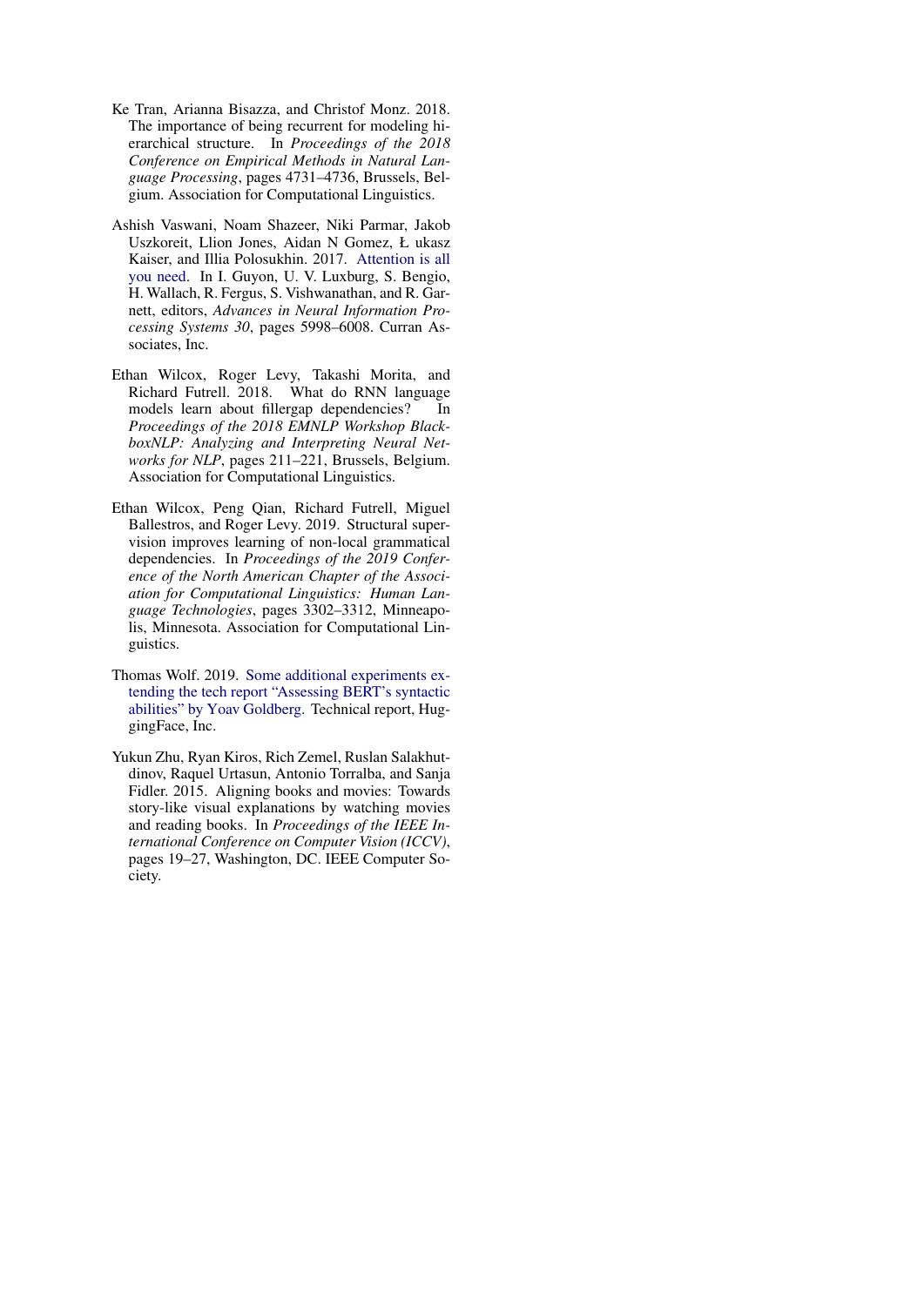Ke Tran, Arianna Bisazza, and Christof Monz. 2018. The importance of being recurrent for modeling hierarchical structure. In *Proceedings of the 2018 Conference on Empirical Methods in Natural Language Processing*, pages 4731–4736, Brussels, Belgium. Association for Computational Linguistics.

Ashish Vaswani, Noam Shazeer, Niki Parmar, Jakob Uszkoreit, Llion Jones, Aidan N Gomez, Ł ukasz Kaiser, and Illia Polosukhin. 2017. Attention is all you need. In I. Guyon, U. V. Luxburg, S. Bengio, H. Wallach, R. Fergus, S. Vishwanathan, and R. Garnett, editors, *Advances in Neural Information Processing Systems 30*, pages 5998–6008. Curran Associates, Inc.

Ethan Wilcox, Roger Levy, Takashi Morita, and Richard Futrell. 2018. What do RNN language models learn about fillergap dependencies? In *Proceedings of the 2018 EMNLP Workshop BlackboxNLP: Analyzing and Interpreting Neural Networks for NLP*, pages 211–221, Brussels, Belgium. Association for Computational Linguistics.

Ethan Wilcox, Peng Qian, Richard Futrell, Miguel Ballestros, and Roger Levy. 2019. Structural supervision improves learning of non-local grammatical dependencies. In *Proceedings of the 2019 Conference of the North American Chapter of the Association for Computational Linguistics: Human Language Technologies*, pages 3302–3312, Minneapolis, Minnesota. Association for Computational Linguistics.

Thomas Wolf. 2019. Some additional experiments extending the tech report "Assessing BERT's syntactic abilities" by Yoav Goldberg. Technical report, HuggingFace, Inc.

Yukun Zhu, Ryan Kiros, Rich Zemel, Ruslan Salakhutdinov, Raquel Urtasun, Antonio Torralba, and Sanja Fidler. 2015. Aligning books and movies: Towards story-like visual explanations by watching movies and reading books. In *Proceedings of the IEEE International Conference on Computer Vision (ICCV)*, pages 19–27, Washington, DC. IEEE Computer Society.